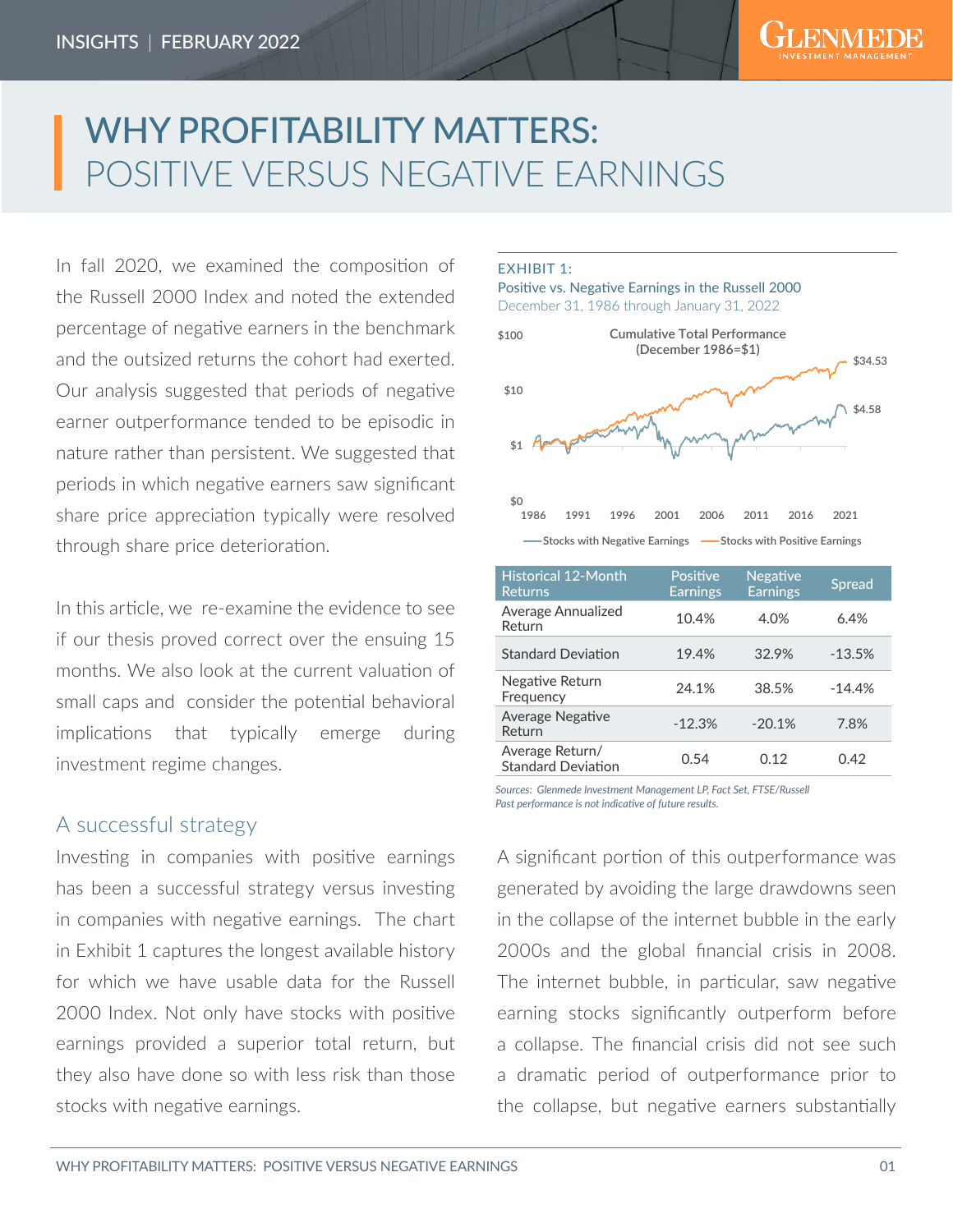INSIGHTS | FEBRUARY 2022

# WHY PROFITABILITY MATTERS: POSITIVE VERSUS NEGATIVE EARNINGS

In fall 2020, we examined the composition of the Russell 2000 Index and noted the extended percentage of negative earners in the benchmark and the outsized returns the cohort had exerted. Our analysis suggested that periods of negative earner outperformance tended to be episodic in nature rather than persistent. We suggested that periods in which negative earners saw significant share price appreciation typically were resolved through share price deterioration.

In this article, we re-examine the evidence to see if our thesis proved correct over the ensuing 15 months. We also look at the current valuation of small caps and consider the potential behavioral implications that typically emerge during investment regime changes.

## A successful strategy

Investing in companies with positive earnings has been a successful strategy versus investing in companies with negative earnings. The chart in Exhibit 1 captures the longest available history for which we have usable data for the Russell 2000 Index. Not only have stocks with positive earnings provided a superior total return, but they also have done so with less risk than those stocks with negative earnings.

EXHIBIT 1:
Positive vs. Negative Earnings in the Russell 2000
December 31, 1986 through January 31, 2022

Cumulative Total Performance (December 1986=$1)

Stocks with Negative Earnings: $4.58 | Stocks with Positive Earnings: $34.53

| Historical 12-Month Returns | Positive Earnings | Negative Earnings | Spread |
|---|---|---|---|
| Average Annualized Return | 10.4% | 4.0% | 6.4% |
| Standard Deviation | 19.4% | 32.9% | -13.5% |
| Negative Return Frequency | 24.1% | 38.5% | -14.4% |
| Average Negative Return | -12.3% | -20.1% | 7.8% |
| Average Return/ Standard Deviation | 0.54 | 0.12 | 0.42 |

*Sources: Glenmede Investment Management LP, Fact Set, FTSE/Russell*
*Past performance is not indicative of future results.*

A significant portion of this outperformance was generated by avoiding the large drawdowns seen in the collapse of the internet bubble in the early 2000s and the global financial crisis in 2008. The internet bubble, in particular, saw negative earning stocks significantly outperform before a collapse. The financial crisis did not see such a dramatic period of outperformance prior to the collapse, but negative earners substantially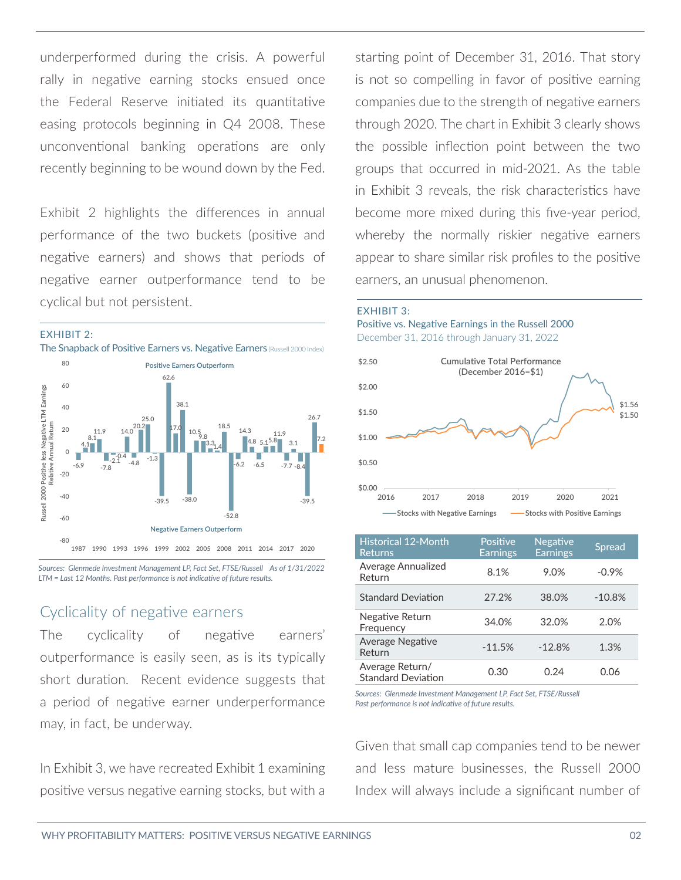underperformed during the crisis. A powerful rally in negative earning stocks ensued once the Federal Reserve initiated its quantitative easing protocols beginning in Q4 2008. These unconventional banking operations are only recently beginning to be wound down by the Fed.

Exhibit 2 highlights the differences in annual performance of the two buckets (positive and negative earners) and shows that periods of negative earner outperformance tend to be cyclical but not persistent.

EXHIBIT 2:

The Snapback of Positive Earners vs. Negative Earners (Russell 2000 Index)

*Sources: Glenmede Investment Management LP, Fact Set, FTSE/Russell As of 1/31/2022*
*LTM = Last 12 Months. Past performance is not indicative of future results.*

## Cyclicality of negative earners

The cyclicality of negative earners' outperformance is easily seen, as is its typically short duration. Recent evidence suggests that a period of negative earner underperformance may, in fact, be underway.

In Exhibit 3, we have recreated Exhibit 1 examining positive versus negative earning stocks, but with a starting point of December 31, 2016. That story is not so compelling in favor of positive earning companies due to the strength of negative earners through 2020. The chart in Exhibit 3 clearly shows the possible inflection point between the two groups that occurred in mid-2021. As the table in Exhibit 3 reveals, the risk characteristics have become more mixed during this five-year period, whereby the normally riskier negative earners appear to share similar risk profiles to the positive earners, an unusual phenomenon.

EXHIBIT 3:

Positive vs. Negative Earnings in the Russell 2000

December 31, 2016 through January 31, 2022

| Historical 12-Month Returns | Positive Earnings | Negative Earnings | Spread |
|---|---|---|---|
| Average Annualized Return | 8.1% | 9.0% | -0.9% |
| Standard Deviation | 27.2% | 38.0% | -10.8% |
| Negative Return Frequency | 34.0% | 32.0% | 2.0% |
| Average Negative Return | -11.5% | -12.8% | 1.3% |
| Average Return/ Standard Deviation | 0.30 | 0.24 | 0.06 |

*Sources: Glenmede Investment Management LP, Fact Set, FTSE/Russell*
*Past performance is not indicative of future results.*

Given that small cap companies tend to be newer and less mature businesses, the Russell 2000 Index will always include a significant number of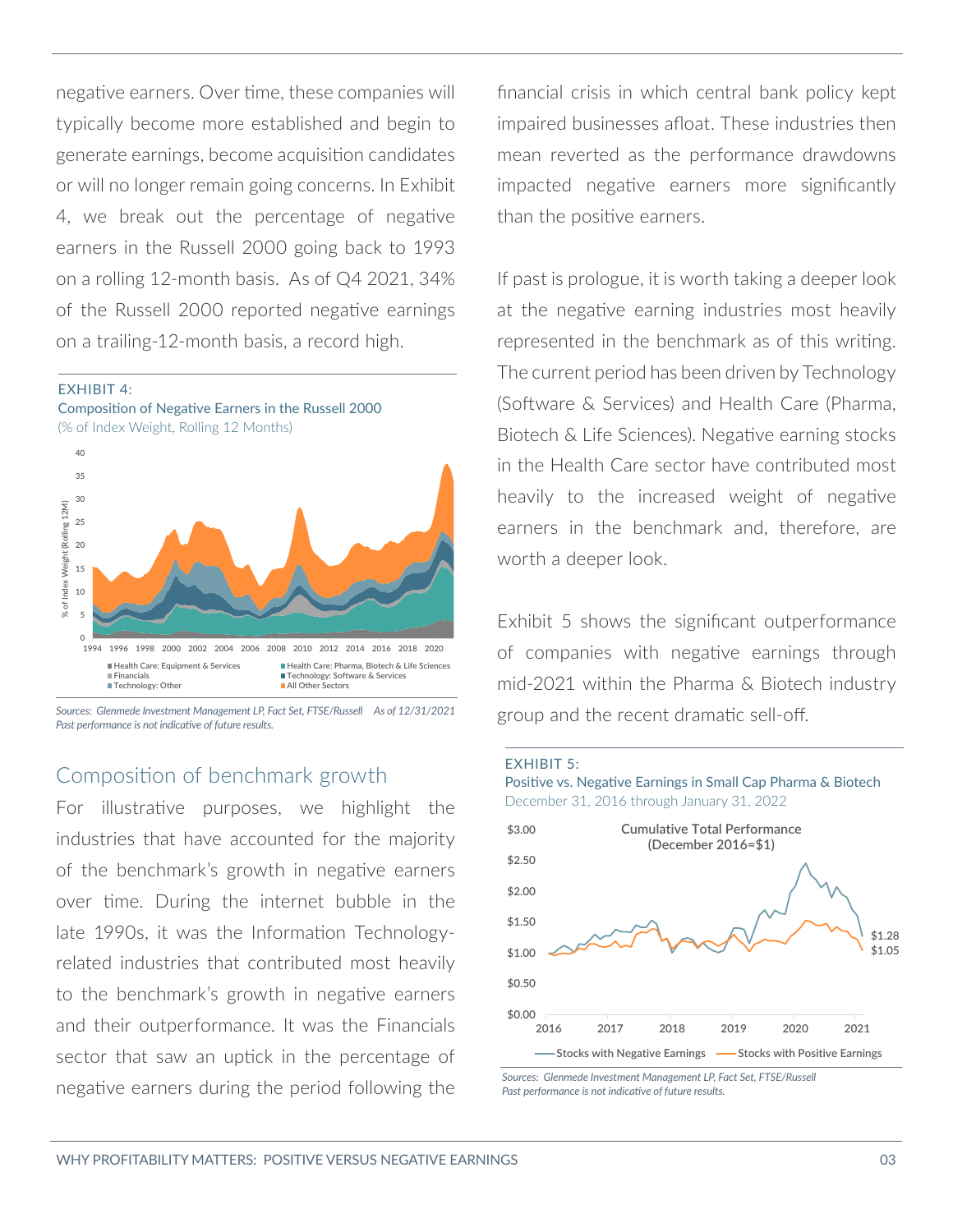negative earners. Over time, these companies will typically become more established and begin to generate earnings, become acquisition candidates or will no longer remain going concerns. In Exhibit 4, we break out the percentage of negative earners in the Russell 2000 going back to 1993 on a rolling 12-month basis. As of Q4 2021, 34% of the Russell 2000 reported negative earnings on a trailing-12-month basis, a record high.

EXHIBIT 4:
Composition of Negative Earners in the Russell 2000
(% of Index Weight, Rolling 12 Months)

*Sources: Glenmede Investment Management LP, Fact Set, FTSE/Russell As of 12/31/2021*
*Past performance is not indicative of future results.*

## Composition of benchmark growth

For illustrative purposes, we highlight the industries that have accounted for the majority of the benchmark's growth in negative earners over time. During the internet bubble in the late 1990s, it was the Information Technology-related industries that contributed most heavily to the benchmark's growth in negative earners and their outperformance. It was the Financials sector that saw an uptick in the percentage of negative earners during the period following the financial crisis in which central bank policy kept impaired businesses afloat. These industries then mean reverted as the performance drawdowns impacted negative earners more significantly than the positive earners.

If past is prologue, it is worth taking a deeper look at the negative earning industries most heavily represented in the benchmark as of this writing. The current period has been driven by Technology (Software & Services) and Health Care (Pharma, Biotech & Life Sciences). Negative earning stocks in the Health Care sector have contributed most heavily to the increased weight of negative earners in the benchmark and, therefore, are worth a deeper look.

Exhibit 5 shows the significant outperformance of companies with negative earnings through mid-2021 within the Pharma & Biotech industry group and the recent dramatic sell-off.

EXHIBIT 5:
Positive vs. Negative Earnings in Small Cap Pharma & Biotech
December 31, 2016 through January 31, 2022

*Sources: Glenmede Investment Management LP, Fact Set, FTSE/Russell*
*Past performance is not indicative of future results.*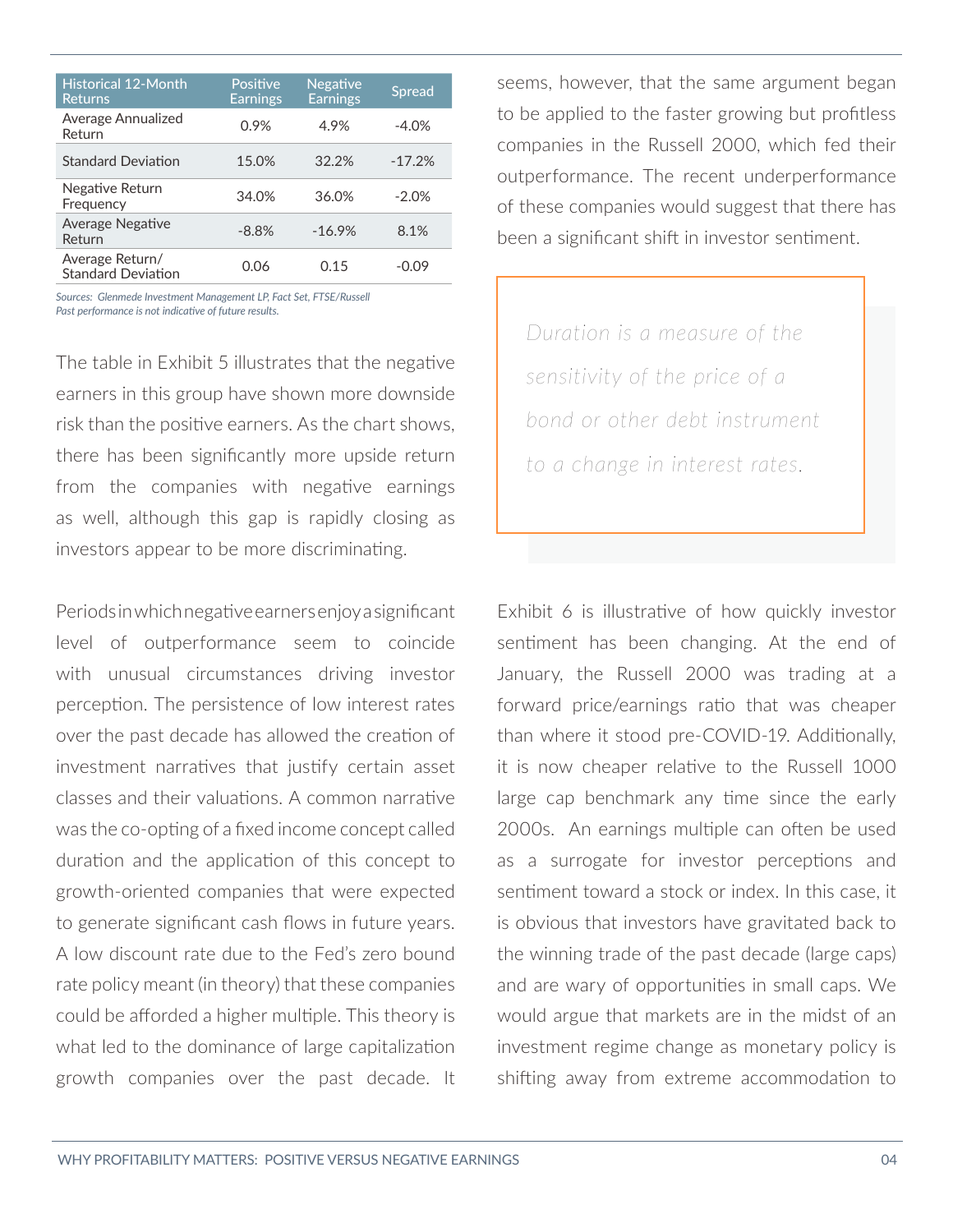| Historical 12-Month Returns | Positive Earnings | Negative Earnings | Spread |
|---|---|---|---|
| Average Annualized Return | 0.9% | 4.9% | -4.0% |
| Standard Deviation | 15.0% | 32.2% | -17.2% |
| Negative Return Frequency | 34.0% | 36.0% | -2.0% |
| Average Negative Return | -8.8% | -16.9% | 8.1% |
| Average Return/ Standard Deviation | 0.06 | 0.15 | -0.09 |

*Sources: Glenmede Investment Management LP, Fact Set, FTSE/Russell*
*Past performance is not indicative of future results.*

The table in Exhibit 5 illustrates that the negative earners in this group have shown more downside risk than the positive earners. As the chart shows, there has been significantly more upside return from the companies with negative earnings as well, although this gap is rapidly closing as investors appear to be more discriminating.

Periods in which negative earners enjoy a significant level of outperformance seem to coincide with unusual circumstances driving investor perception. The persistence of low interest rates over the past decade has allowed the creation of investment narratives that justify certain asset classes and their valuations. A common narrative was the co-opting of a fixed income concept called duration and the application of this concept to growth-oriented companies that were expected to generate significant cash flows in future years. A low discount rate due to the Fed's zero bound rate policy meant (in theory) that these companies could be afforded a higher multiple. This theory is what led to the dominance of large capitalization growth companies over the past decade. It seems, however, that the same argument began to be applied to the faster growing but profitless companies in the Russell 2000, which fed their outperformance. The recent underperformance of these companies would suggest that there has been a significant shift in investor sentiment.

*Duration is a measure of the sensitivity of the price of a bond or other debt instrument to a change in interest rates.*

Exhibit 6 is illustrative of how quickly investor sentiment has been changing. At the end of January, the Russell 2000 was trading at a forward price/earnings ratio that was cheaper than where it stood pre-COVID-19. Additionally, it is now cheaper relative to the Russell 1000 large cap benchmark any time since the early 2000s. An earnings multiple can often be used as a surrogate for investor perceptions and sentiment toward a stock or index. In this case, it is obvious that investors have gravitated back to the winning trade of the past decade (large caps) and are wary of opportunities in small caps. We would argue that markets are in the midst of an investment regime change as monetary policy is shifting away from extreme accommodation to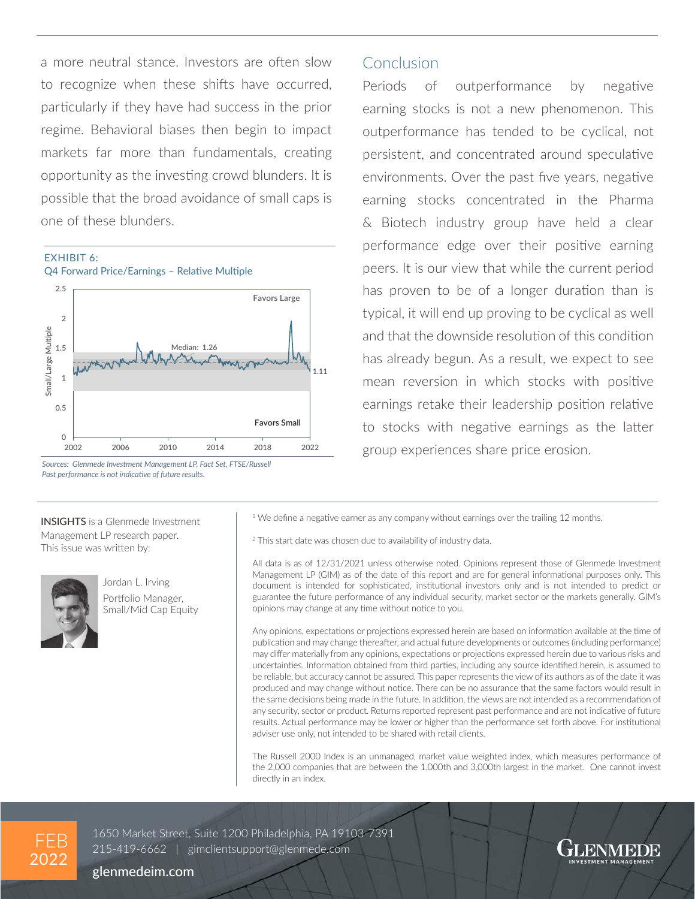a more neutral stance. Investors are often slow to recognize when these shifts have occurred, particularly if they have had success in the prior regime. Behavioral biases then begin to impact markets far more than fundamentals, creating opportunity as the investing crowd blunders. It is possible that the broad avoidance of small caps is one of these blunders.

EXHIBIT 6:
Q4 Forward Price/Earnings – Relative Multiple

Small/Large Multiple
2.5
2
1.5
1
0.5
0
2002
2006
2010
2014
2018
2022
Favors Large
Median: 1.26
1.11
Favors Small

*Sources: Glenmede Investment Management LP, Fact Set, FTSE/Russell*
*Past performance is not indicative of future results.*

## Conclusion

Periods of outperformance by negative earning stocks is not a new phenomenon. This outperformance has tended to be cyclical, not persistent, and concentrated around speculative environments. Over the past five years, negative earning stocks concentrated in the Pharma & Biotech industry group have held a clear performance edge over their positive earning peers. It is our view that while the current period has proven to be of a longer duration than is typical, it will end up proving to be cyclical as well and that the downside resolution of this condition has already begun. As a result, we expect to see mean reversion in which stocks with positive earnings retake their leadership position relative to stocks with negative earnings as the latter group experiences share price erosion.

**INSIGHTS** is a Glenmede Investment Management LP research paper. This issue was written by:

Jordan L. Irving
Portfolio Manager, Small/Mid Cap Equity

[1] We define a negative earner as any company without earnings over the trailing 12 months.

[2] This start date was chosen due to availability of industry data.

All data is as of 12/31/2021 unless otherwise noted. Opinions represent those of Glenmede Investment Management LP (GIM) as of the date of this report and are for general informational purposes only. This document is intended for sophisticated, institutional investors only and is not intended to predict or guarantee the future performance of any individual security, market sector or the markets generally. GIM's opinions may change at any time without notice to you.

Any opinions, expectations or projections expressed herein are based on information available at the time of publication and may change thereafter, and actual future developments or outcomes (including performance) may differ materially from any opinions, expectations or projections expressed herein due to various risks and uncertainties. Information obtained from third parties, including any source identified herein, is assumed to be reliable, but accuracy cannot be assured. This paper represents the view of its authors as of the date it was produced and may change without notice. There can be no assurance that the same factors would result in the same decisions being made in the future. In addition, the views are not intended as a recommendation of any security, sector or product. Returns reported represent past performance and are not indicative of future results. Actual performance may be lower or higher than the performance set forth above. For institutional adviser use only, not intended to be shared with retail clients.

The Russell 2000 Index is an unmanaged, market value weighted index, which measures performance of the 2,000 companies that are between the 1,000th and 3,000th largest in the market. One cannot invest directly in an index.

FEB 2022

1650 Market Street, Suite 1200 Philadelphia, PA 19103-7391
215-419-6662 | gimclientsupport@glenmede.com
glenmedeim.com

GLENMEDE
INVESTMENT MANAGEMENT